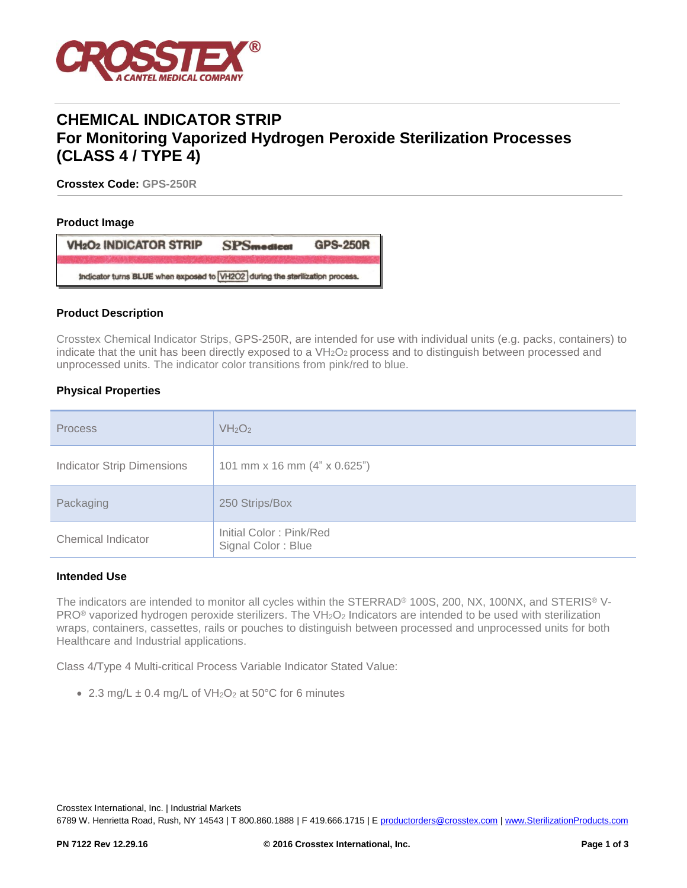CROSSTEX®
A CANTEL MEDICAL COMPANY

# CHEMICAL INDICATOR STRIP
# For Monitoring Vaporized Hydrogen Peroxide Sterilization Processes (CLASS 4 / TYPE 4)

**Crosstex Code:** **GPS-250R**

### Product Image

$VH_2O_2$ INDICATOR STRIP SPSmedical GPS-250R

Indicator turns BLUE when exposed to VH2O2 during the sterilization process.

### Product Description

Crosstex Chemical Indicator Strips, GPS-250R, are intended for use with individual units (e.g. packs, containers) to indicate that the unit has been directly exposed to a $VH_2O_2$ process and to distinguish between processed and unprocessed units. The indicator color transitions from pink/red to blue.

### Physical Properties

| Process | $VH_2O_2$ |
|---|---|
| Indicator Strip Dimensions | 101 mm x 16 mm (4" x 0.625") |
| Packaging | 250 Strips/Box |
| Chemical Indicator | Initial Color : Pink/Red<br>Signal Color : Blue |

### Intended Use

The indicators are intended to monitor all cycles within the STERRAD® 100S, 200, NX, 100NX, and STERIS® V-PRO® vaporized hydrogen peroxide sterilizers. The $VH_2O_2$ Indicators are intended to be used with sterilization wraps, containers, cassettes, rails or pouches to distinguish between processed and unprocessed units for both Healthcare and Industrial applications.

Class 4/Type 4 Multi-critical Process Variable Indicator Stated Value:

- 2.3 mg/L ± 0.4 mg/L of $VH_2O_2$ at 50°C for 6 minutes

Crosstex International, Inc. | Industrial Markets
6789 W. Henrietta Road, Rush, NY 14543 | T 800.860.1888 | F 419.666.1715 | E productorders@crosstex.com | www.SterilizationProducts.com

PN 7122 Rev 12.29.16 © 2016 Crosstex International, Inc.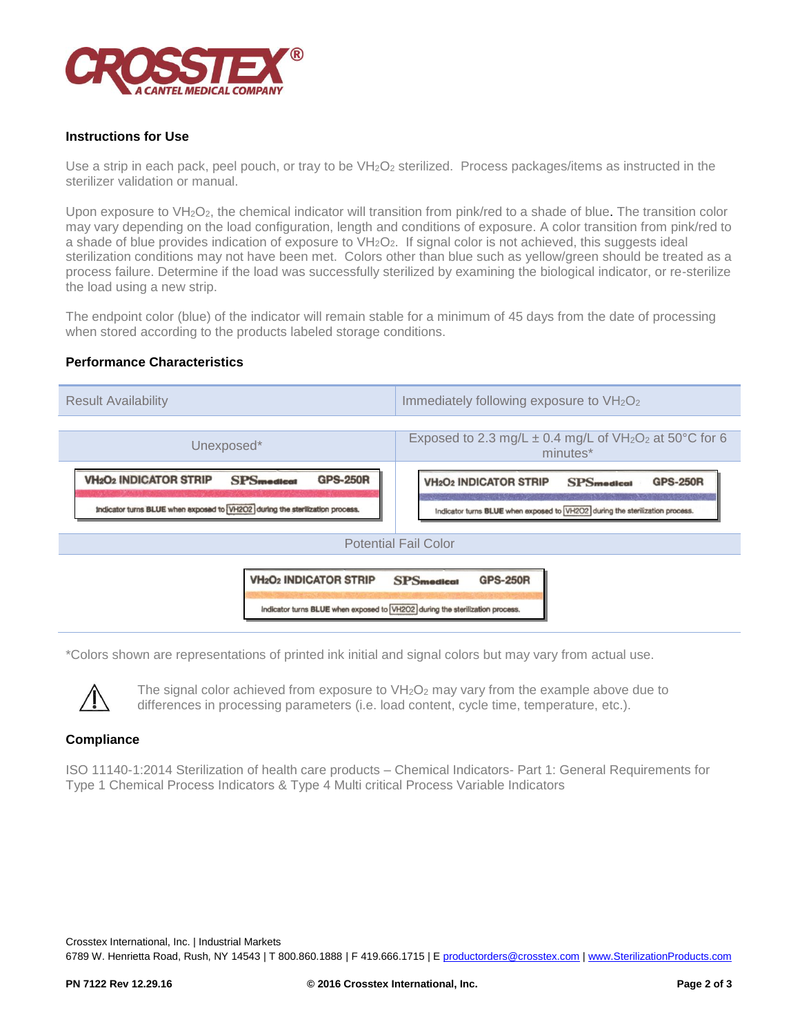### Instructions for Use

Use a strip in each pack, peel pouch, or tray to be $VH_2O_2$ sterilized. Process packages/items as instructed in the sterilizer validation or manual.

Upon exposure to $VH_2O_2$, the chemical indicator will transition from pink/red to a shade of blue. The transition color may vary depending on the load configuration, length and conditions of exposure. A color transition from pink/red to a shade of blue provides indication of exposure to $VH_2O_2$. If signal color is not achieved, this suggests ideal sterilization conditions may not have been met. Colors other than blue such as yellow/green should be treated as a process failure. Determine if the load was successfully sterilized by examining the biological indicator, or re-sterilize the load using a new strip.

The endpoint color (blue) of the indicator will remain stable for a minimum of 45 days from the date of processing when stored according to the products labeled storage conditions.

### Performance Characteristics

| Result Availability | Immediately following exposure to $VH_2O_2$ |
|---|---|
| Unexposed* | Exposed to 2.3 mg/L ± 0.4 mg/L of $VH_2O_2$ at 50°C for 6 minutes* |
| $VH_2O_2$ INDICATOR STRIP SPSmedical GPS-250R — Indicator turns BLUE when exposed to VH2O2 during the sterilization process. | $VH_2O_2$ INDICATOR STRIP SPSmedical GPS-250R — Indicator turns BLUE when exposed to VH2O2 during the sterilization process. |
| Potential Fail Color | |
| $VH_2O_2$ INDICATOR STRIP SPSmedical GPS-250R — Indicator turns BLUE when exposed to VH2O2 during the sterilization process. | |

*Colors shown are representations of printed ink initial and signal colors but may vary from actual use.

⚠ The signal color achieved from exposure to $VH_2O_2$ may vary from the example above due to differences in processing parameters (i.e. load content, cycle time, temperature, etc.).

### Compliance

ISO 11140-1:2014 Sterilization of health care products – Chemical Indicators- Part 1: General Requirements for Type 1 Chemical Process Indicators & Type 4 Multi critical Process Variable Indicators

Crosstex International, Inc. | Industrial Markets
6789 W. Henrietta Road, Rush, NY 14543 | T 800.860.1888 | F 419.666.1715 | E productorders@crosstex.com | www.SterilizationProducts.com

PN 7122 Rev 12.29.16 © 2016 Crosstex International, Inc.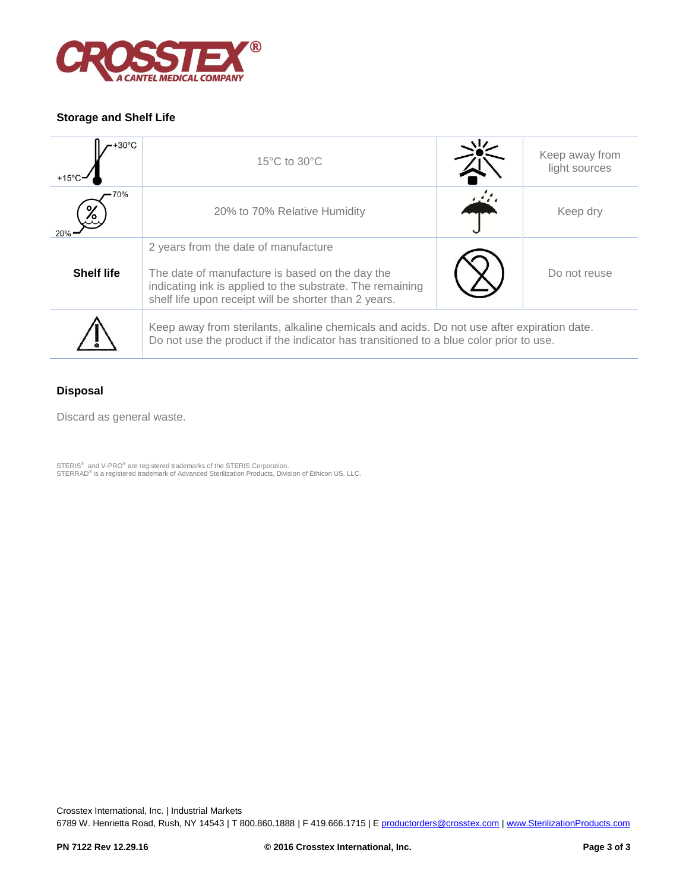## Storage and Shelf Life

| | | | |
|---|---|---|---|
| +15°C / +30°C | 15°C to 30°C | | Keep away from light sources |
| 20% / 70% | 20% to 70% Relative Humidity | | Keep dry |
| **Shelf life** | 2 years from the date of manufacture<br><br>The date of manufacture is based on the day the indicating ink is applied to the substrate. The remaining shelf life upon receipt will be shorter than 2 years. | | Do not reuse |
| | Keep away from sterilants, alkaline chemicals and acids. Do not use after expiration date. Do not use the product if the indicator has transitioned to a blue color prior to use. | | |

## Disposal

Discard as general waste.

STERIS® and V-PRO® are registered trademarks of the STERIS Corporation.
STERRAD® is a registered trademark of Advanced Sterilization Products, Division of Ethicon US, LLC.

Crosstex International, Inc. | Industrial Markets
6789 W. Henrietta Road, Rush, NY 14543 | T 800.860.1888 | F 419.666.1715 | E productorders@crosstex.com | www.SterilizationProducts.com

PN 7122 Rev 12.29.16 © 2016 Crosstex International, Inc.